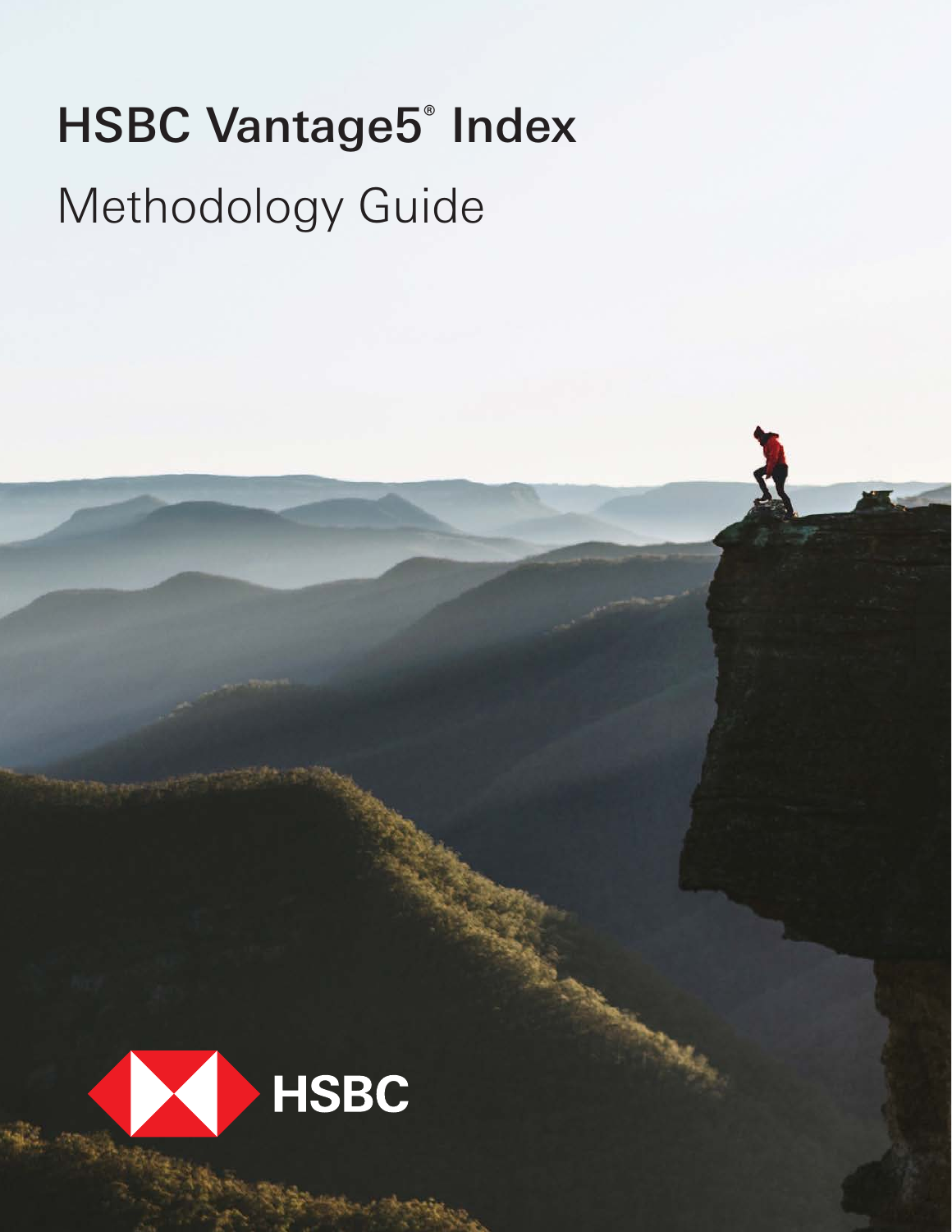# HSBC Vantage5® Index

## Methodology Guide

HSBC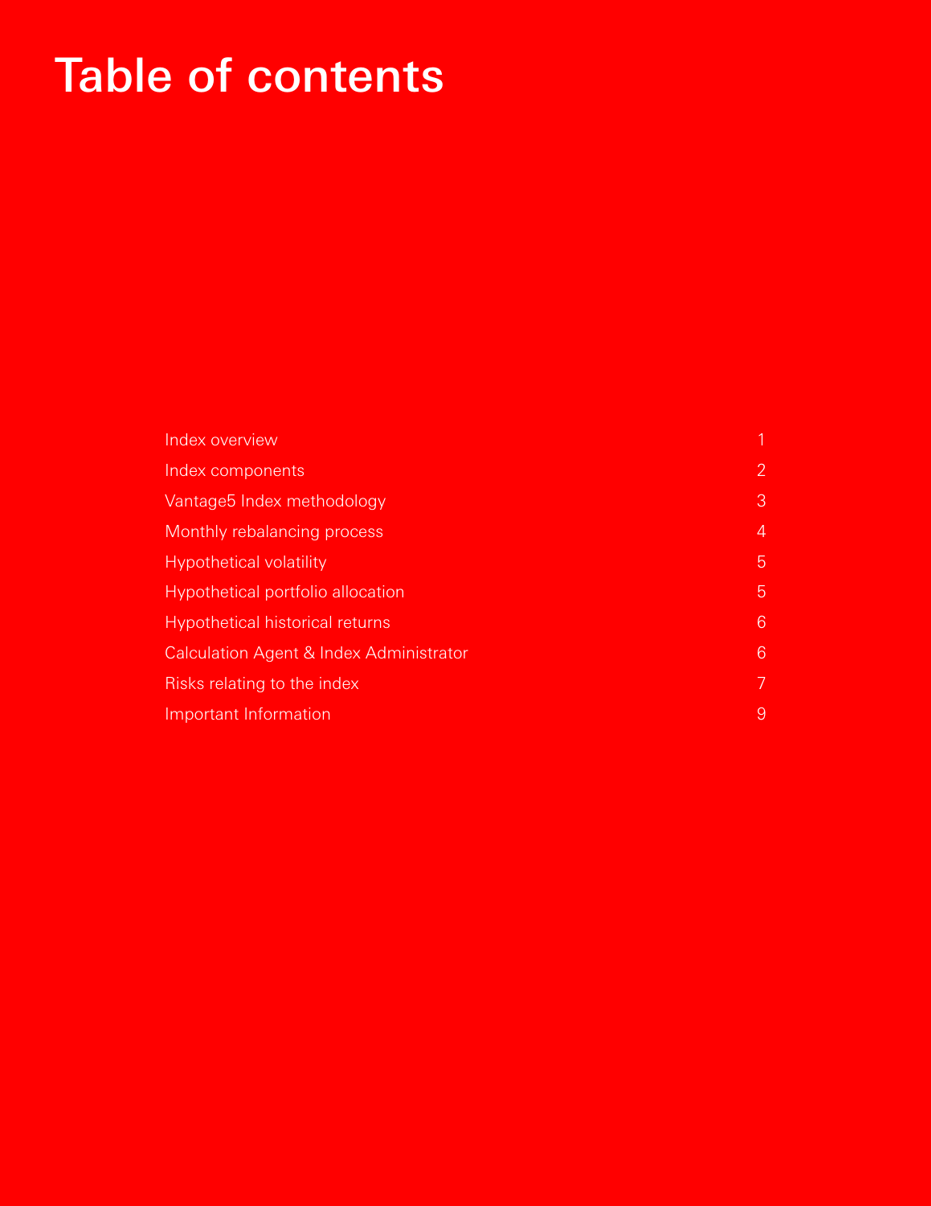# Table of contents

| | |
|---|---|
| Index overview | 1 |
| Index components | 2 |
| Vantage5 Index methodology | 3 |
| Monthly rebalancing process | 4 |
| Hypothetical volatility | 5 |
| Hypothetical portfolio allocation | 5 |
| Hypothetical historical returns | 6 |
| Calculation Agent & Index Administrator | 6 |
| Risks relating to the index | 7 |
| Important Information | 9 |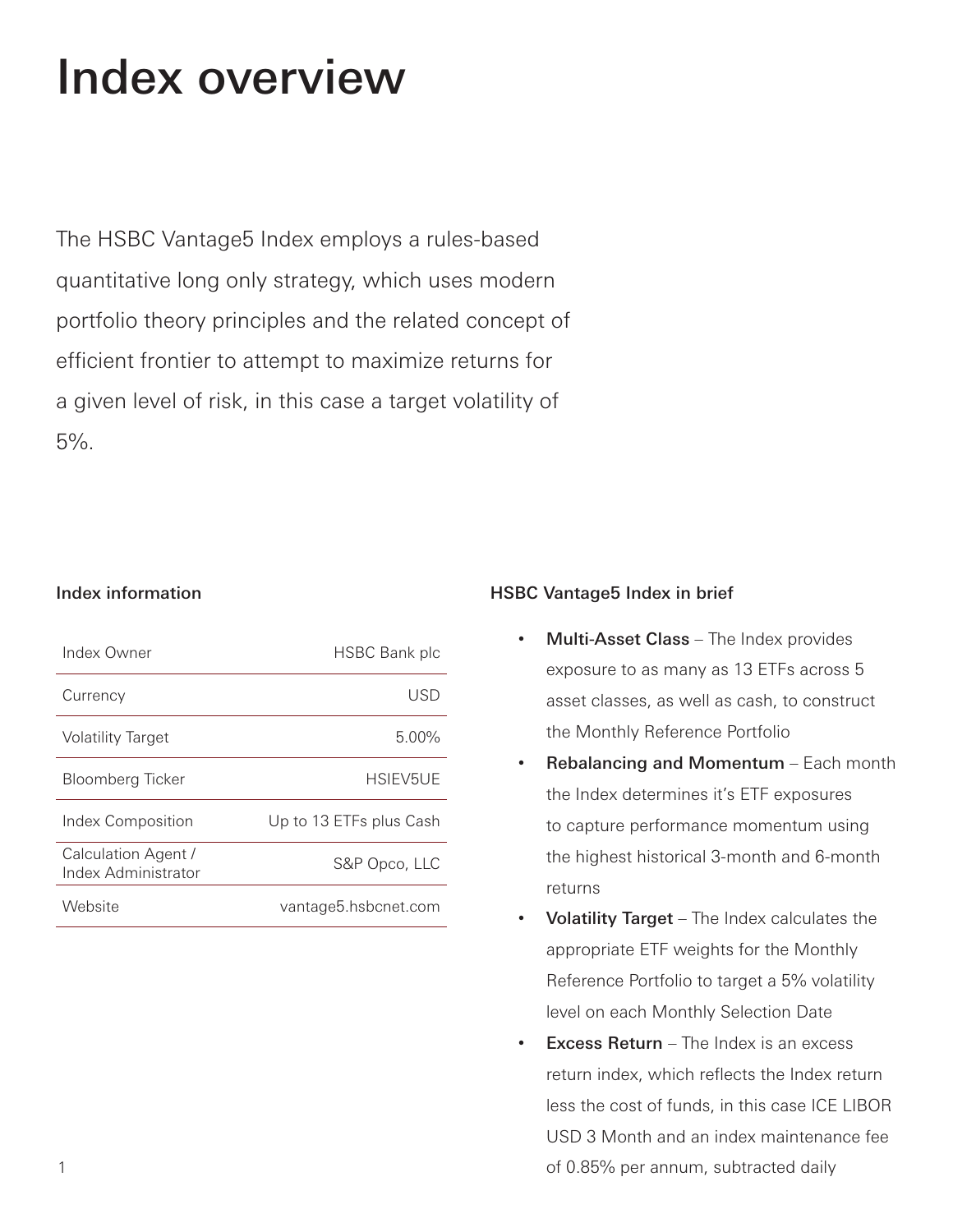# Index overview

The HSBC Vantage5 Index employs a rules-based quantitative long only strategy, which uses modern portfolio theory principles and the related concept of efficient frontier to attempt to maximize returns for a given level of risk, in this case a target volatility of 5%.

### Index information

| | |
|---|---|
| Index Owner | HSBC Bank plc |
| Currency | USD |
| Volatility Target | 5.00% |
| Bloomberg Ticker | HSIEV5UE |
| Index Composition | Up to 13 ETFs plus Cash |
| Calculation Agent / Index Administrator | S&P Opco, LLC |
| Website | vantage5.hsbcnet.com |

### HSBC Vantage5 Index in brief

- **Multi-Asset Class** – The Index provides exposure to as many as 13 ETFs across 5 asset classes, as well as cash, to construct the Monthly Reference Portfolio
- **Rebalancing and Momentum** – Each month the Index determines it's ETF exposures to capture performance momentum using the highest historical 3-month and 6-month returns
- **Volatility Target** – The Index calculates the appropriate ETF weights for the Monthly Reference Portfolio to target a 5% volatility level on each Monthly Selection Date
- **Excess Return** – The Index is an excess return index, which reflects the Index return less the cost of funds, in this case ICE LIBOR USD 3 Month and an index maintenance fee of 0.85% per annum, subtracted daily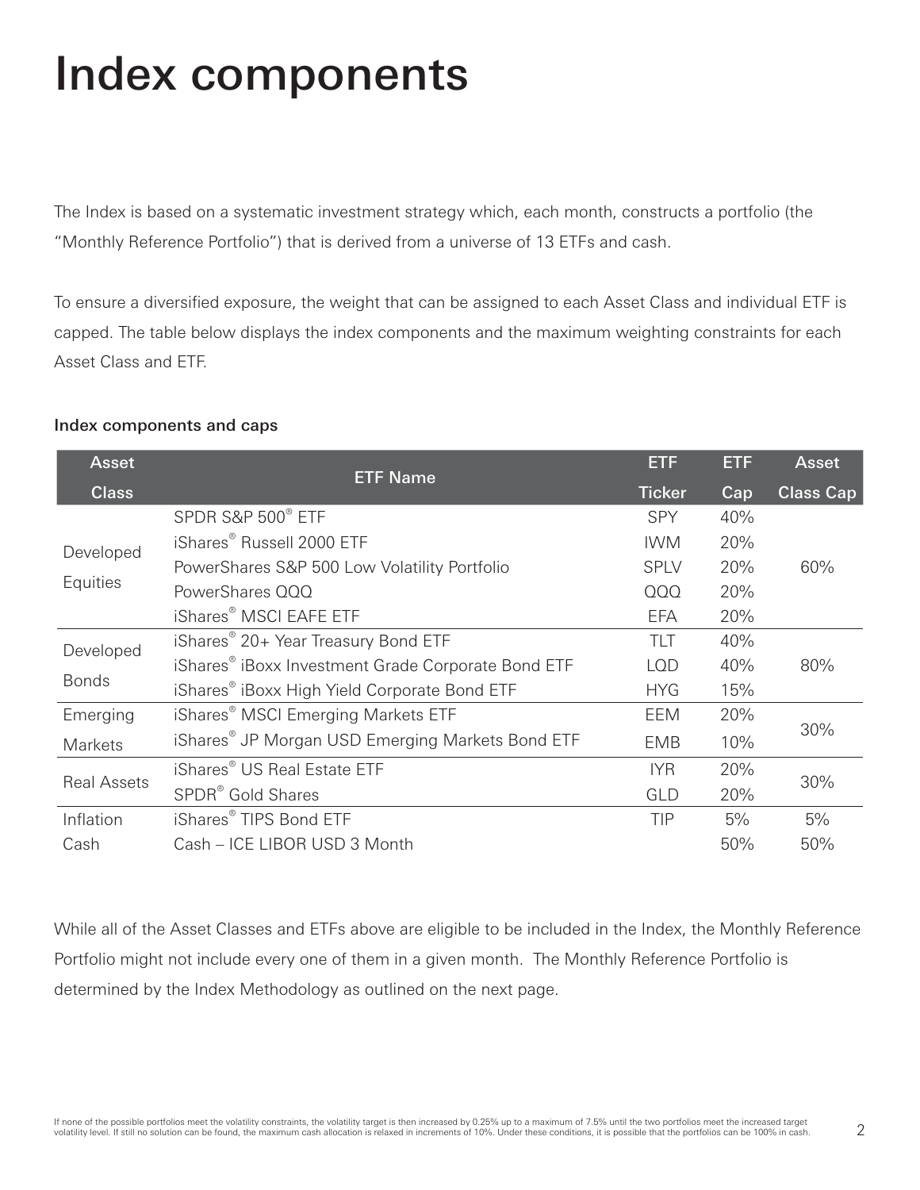# Index components

The Index is based on a systematic investment strategy which, each month, constructs a portfolio (the "Monthly Reference Portfolio") that is derived from a universe of 13 ETFs and cash.

To ensure a diversified exposure, the weight that can be assigned to each Asset Class and individual ETF is capped. The table below displays the index components and the maximum weighting constraints for each Asset Class and ETF.

**Index components and caps**

| Asset Class | ETF Name | ETF Ticker | ETF Cap | Asset Class Cap |
|---|---|---|---|---|
| Developed Equities | SPDR S&P 500® ETF | SPY | 40% | 60% |
| | iShares® Russell 2000 ETF | IWM | 20% | |
| | PowerShares S&P 500 Low Volatility Portfolio | SPLV | 20% | |
| | PowerShares QQQ | QQQ | 20% | |
| | iShares® MSCI EAFE ETF | EFA | 20% | |
| Developed Bonds | iShares® 20+ Year Treasury Bond ETF | TLT | 40% | 80% |
| | iShares® iBoxx Investment Grade Corporate Bond ETF | LQD | 40% | |
| | iShares® iBoxx High Yield Corporate Bond ETF | HYG | 15% | |
| Emerging Markets | iShares® MSCI Emerging Markets ETF | EEM | 20% | 30% |
| | iShares® JP Morgan USD Emerging Markets Bond ETF | EMB | 10% | |
| Real Assets | iShares® US Real Estate ETF | IYR | 20% | 30% |
| | SPDR® Gold Shares | GLD | 20% | |
| Inflation | iShares® TIPS Bond ETF | TIP | 5% | 5% |
| Cash | Cash – ICE LIBOR USD 3 Month | | 50% | 50% |

While all of the Asset Classes and ETFs above are eligible to be included in the Index, the Monthly Reference Portfolio might not include every one of them in a given month. The Monthly Reference Portfolio is determined by the Index Methodology as outlined on the next page.

If none of the possible portfolios meet the volatility constraints, the volatility target is then increased by 0.25% up to a maximum of 7.5% until the two portfolios meet the increased target volatility level. If still no solution can be found, the maximum cash allocation is relaxed in increments of 10%. Under these conditions, it is possible that the portfolios can be 100% in cash.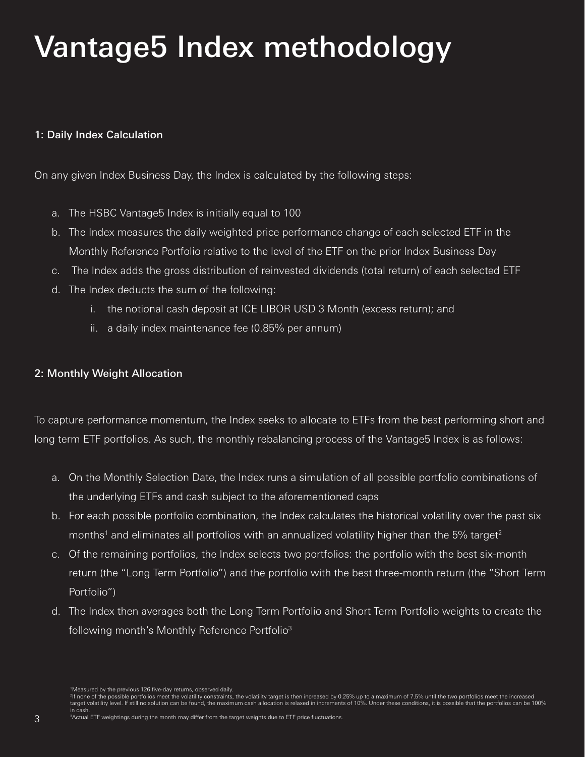# Vantage5 Index methodology

### 1: Daily Index Calculation

On any given Index Business Day, the Index is calculated by the following steps:

a. The HSBC Vantage5 Index is initially equal to 100
b. The Index measures the daily weighted price performance change of each selected ETF in the Monthly Reference Portfolio relative to the level of the ETF on the prior Index Business Day
c. The Index adds the gross distribution of reinvested dividends (total return) of each selected ETF
d. The Index deducts the sum of the following:
    i. the notional cash deposit at ICE LIBOR USD 3 Month (excess return); and
    ii. a daily index maintenance fee (0.85% per annum)

### 2: Monthly Weight Allocation

To capture performance momentum, the Index seeks to allocate to ETFs from the best performing short and long term ETF portfolios. As such, the monthly rebalancing process of the Vantage5 Index is as follows:

a. On the Monthly Selection Date, the Index runs a simulation of all possible portfolio combinations of the underlying ETFs and cash subject to the aforementioned caps
b. For each possible portfolio combination, the Index calculates the historical volatility over the past six months[1] and eliminates all portfolios with an annualized volatility higher than the 5% target[2]
c. Of the remaining portfolios, the Index selects two portfolios: the portfolio with the best six-month return (the "Long Term Portfolio") and the portfolio with the best three-month return (the "Short Term Portfolio")
d. The Index then averages both the Long Term Portfolio and Short Term Portfolio weights to create the following month's Monthly Reference Portfolio[3]

[1]Measured by the previous 126 five-day returns, observed daily.
[2]If none of the possible portfolios meet the volatility constraints, the volatility target is then increased by 0.25% up to a maximum of 7.5% until the two portfolios meet the increased target volatility level. If still no solution can be found, the maximum cash allocation is relaxed in increments of 10%. Under these conditions, it is possible that the portfolios can be 100% in cash.
[3]Actual ETF weightings during the month may differ from the target weights due to ETF price fluctuations.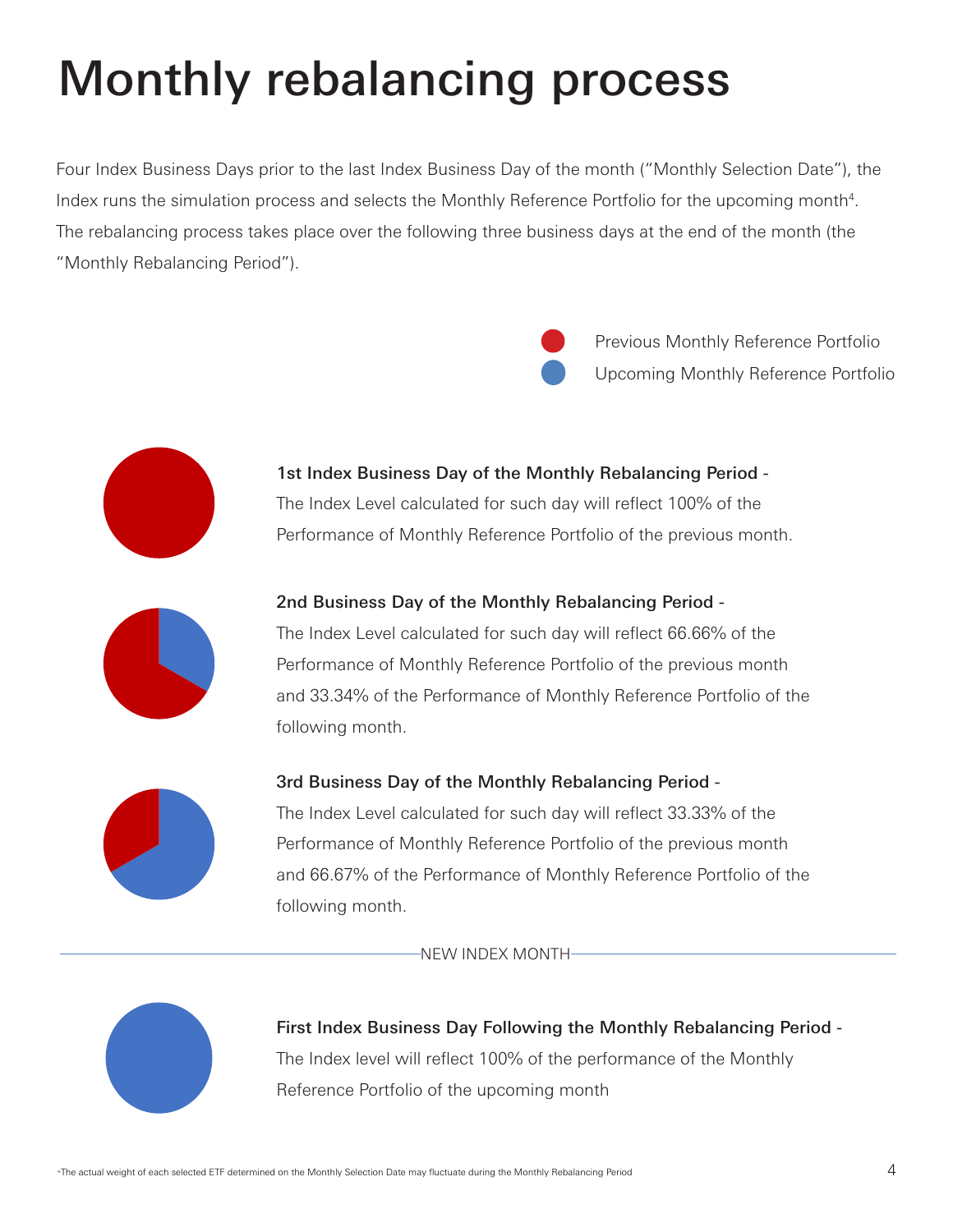# Monthly rebalancing process

Four Index Business Days prior to the last Index Business Day of the month ("Monthly Selection Date"), the Index runs the simulation process and selects the Monthly Reference Portfolio for the upcoming month[4]. The rebalancing process takes place over the following three business days at the end of the month (the "Monthly Rebalancing Period").

Previous Monthly Reference Portfolio

Upcoming Monthly Reference Portfolio

**1st Index Business Day of the Monthly Rebalancing Period -**
The Index Level calculated for such day will reflect 100% of the Performance of Monthly Reference Portfolio of the previous month.

**2nd Business Day of the Monthly Rebalancing Period -**
The Index Level calculated for such day will reflect 66.66% of the Performance of Monthly Reference Portfolio of the previous month and 33.34% of the Performance of Monthly Reference Portfolio of the following month.

**3rd Business Day of the Monthly Rebalancing Period -**
The Index Level calculated for such day will reflect 33.33% of the Performance of Monthly Reference Portfolio of the previous month and 66.67% of the Performance of Monthly Reference Portfolio of the following month.

NEW INDEX MONTH

**First Index Business Day Following the Monthly Rebalancing Period -**
The Index level will reflect 100% of the performance of the Monthly Reference Portfolio of the upcoming month

[4] The actual weight of each selected ETF determined on the Monthly Selection Date may fluctuate during the Monthly Rebalancing Period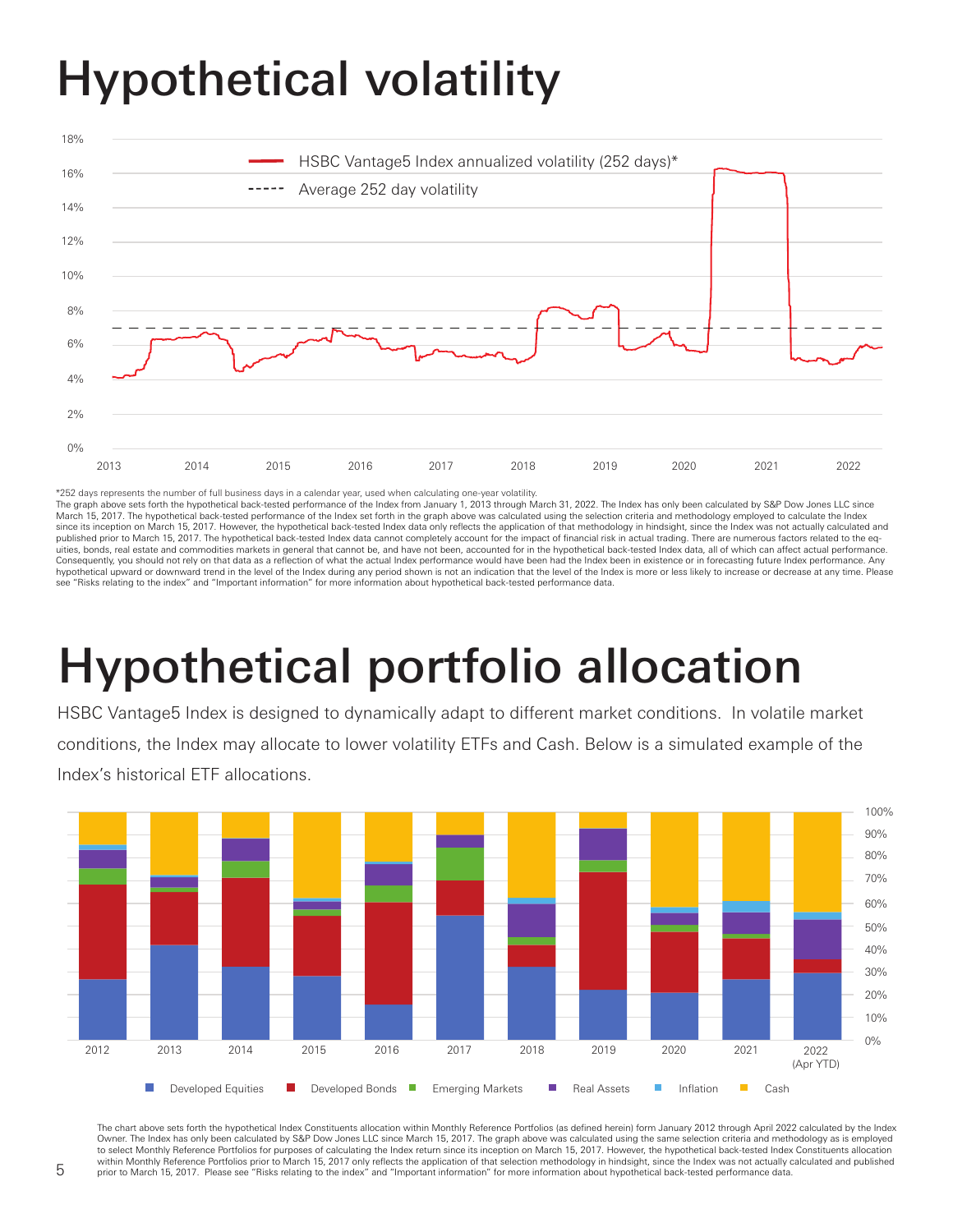# Hypothetical volatility

*252 days represents the number of full business days in a calendar year, used when calculating one-year volatility.
The graph above sets forth the hypothetical back-tested performance of the Index from January 1, 2013 through March 31, 2022. The Index has only been calculated by S&P Dow Jones LLC since March 15, 2017. The hypothetical back-tested performance of the Index set forth in the graph above was calculated using the selection criteria and methodology employed to calculate the Index since its inception on March 15, 2017. However, the hypothetical back-tested Index data only reflects the application of that methodology in hindsight, since the Index was not actually calculated and published prior to March 15, 2017. The hypothetical back-tested Index data cannot completely account for the impact of financial risk in actual trading. There are numerous factors related to the equities, bonds, real estate and commodities markets in general that cannot be, and have not been, accounted for in the hypothetical back-tested Index data, all of which can affect actual performance. Consequently, you should not rely on that data as a reflection of what the actual Index performance would have been had the Index been in existence or in forecasting future Index performance. Any hypothetical upward or downward trend in the level of the Index during any period shown is not an indication that the level of the Index is more or less likely to increase or decrease at any time. Please see "Risks relating to the index" and "Important information" for more information about hypothetical back-tested performance data.

# Hypothetical portfolio allocation

HSBC Vantage5 Index is designed to dynamically adapt to different market conditions. In volatile market conditions, the Index may allocate to lower volatility ETFs and Cash. Below is a simulated example of the Index's historical ETF allocations.

The chart above sets forth the hypothetical Index Constituents allocation within Monthly Reference Portfolios (as defined herein) form January 2012 through April 2022 calculated by the Index Owner. The Index has only been calculated by S&P Dow Jones LLC since March 15, 2017. The graph above was calculated using the same selection criteria and methodology as is employed to select Monthly Reference Portfolios for purposes of calculating the Index return since its inception on March 15, 2017. However, the hypothetical back-tested Index Constituents allocation within Monthly Reference Portfolios prior to March 15, 2017 only reflects the application of that selection methodology in hindsight, since the Index was not actually calculated and published prior to March 15, 2017. Please see "Risks relating to the index" and "Important information" for more information about hypothetical back-tested performance data.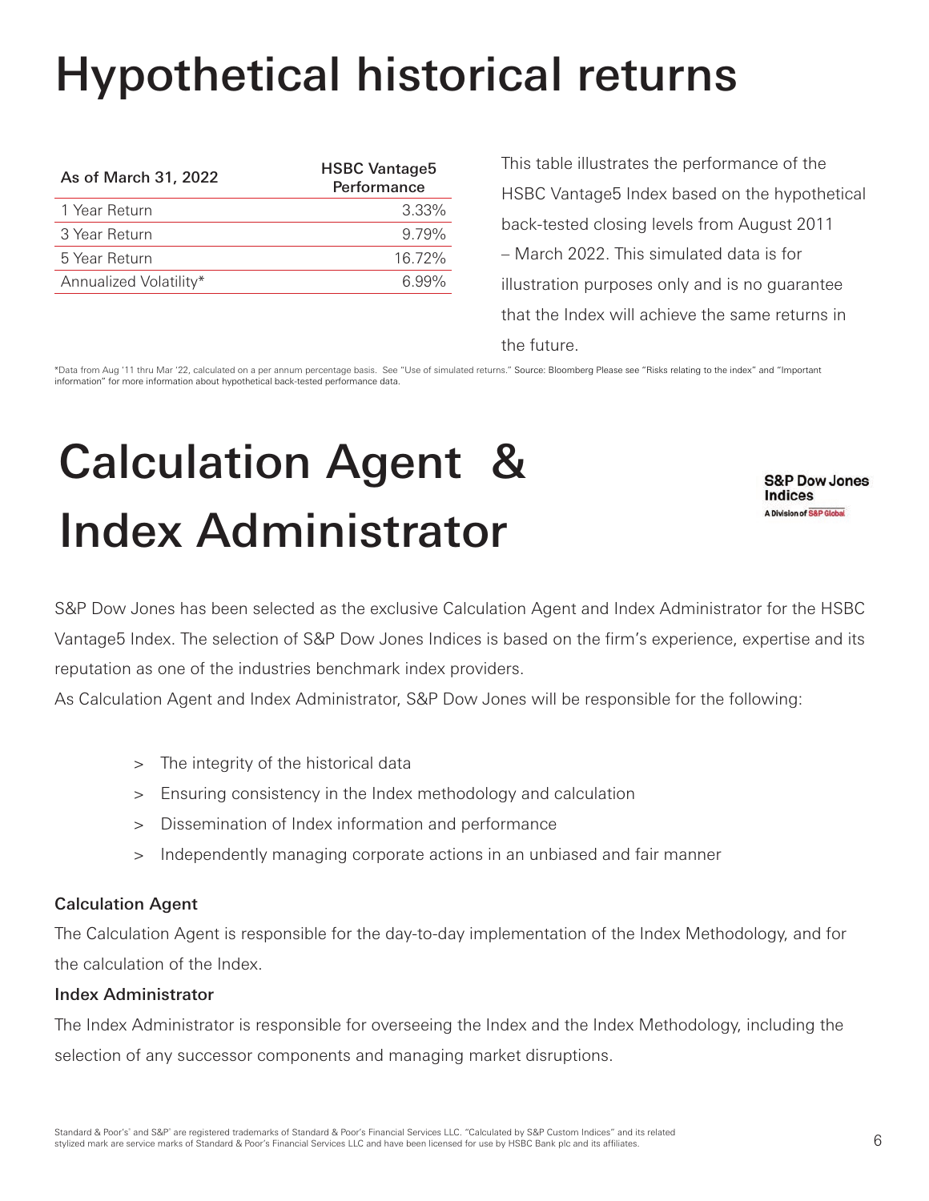# Hypothetical historical returns

| As of March 31, 2022 | HSBC Vantage5 Performance |
| --- | --- |
| 1 Year Return | 3.33% |
| 3 Year Return | 9.79% |
| 5 Year Return | 16.72% |
| Annualized Volatility* | 6.99% |

This table illustrates the performance of the HSBC Vantage5 Index based on the hypothetical back-tested closing levels from August 2011 – March 2022. This simulated data is for illustration purposes only and is no guarantee that the Index will achieve the same returns in the future.

*Data from Aug '11 thru Mar '22, calculated on a per annum percentage basis. See "Use of simulated returns." Source: Bloomberg Please see "Risks relating to the index" and "Important information" for more information about hypothetical back-tested performance data.

# Calculation Agent & Index Administrator

S&P Dow Jones Indices
A Division of S&P Global

S&P Dow Jones has been selected as the exclusive Calculation Agent and Index Administrator for the HSBC Vantage5 Index. The selection of S&P Dow Jones Indices is based on the firm's experience, expertise and its reputation as one of the industries benchmark index providers.

As Calculation Agent and Index Administrator, S&P Dow Jones will be responsible for the following:

> The integrity of the historical data
> Ensuring consistency in the Index methodology and calculation
> Dissemination of Index information and performance
> Independently managing corporate actions in an unbiased and fair manner

### Calculation Agent

The Calculation Agent is responsible for the day-to-day implementation of the Index Methodology, and for the calculation of the Index.

### Index Administrator

The Index Administrator is responsible for overseeing the Index and the Index Methodology, including the selection of any successor components and managing market disruptions.

Standard & Poor's® and S&P® are registered trademarks of Standard & Poor's Financial Services LLC. "Calculated by S&P Custom Indices" and its related stylized mark are service marks of Standard & Poor's Financial Services LLC and have been licensed for use by HSBC Bank plc and its affiliates.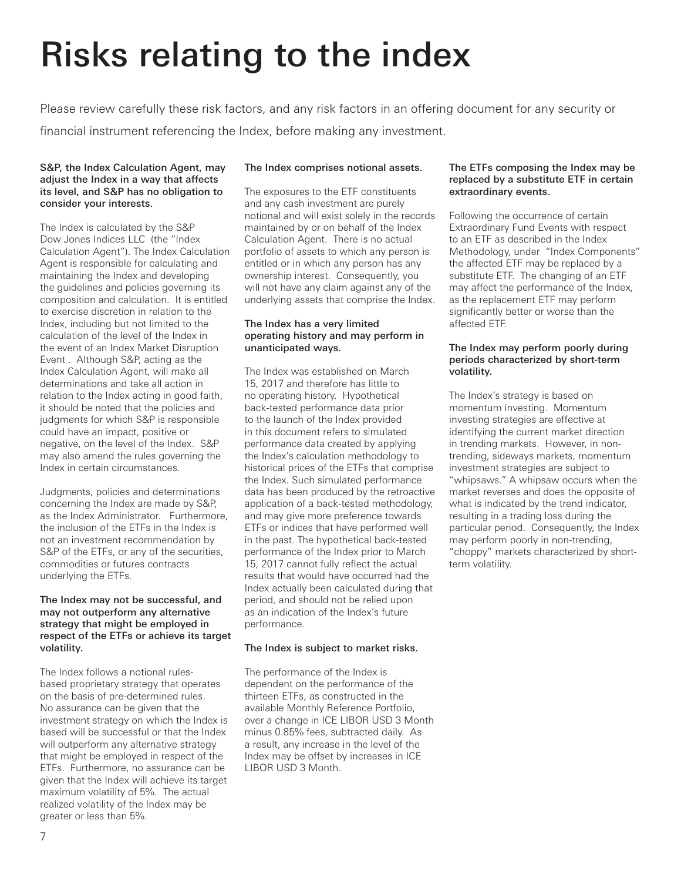# Risks relating to the index

Please review carefully these risk factors, and any risk factors in an offering document for any security or financial instrument referencing the Index, before making any investment.

**S&P, the Index Calculation Agent, may adjust the Index in a way that affects its level, and S&P has no obligation to consider your interests.**

The Index is calculated by the S&P Dow Jones Indices LLC (the "Index Calculation Agent"). The Index Calculation Agent is responsible for calculating and maintaining the Index and developing the guidelines and policies governing its composition and calculation. It is entitled to exercise discretion in relation to the Index, including but not limited to the calculation of the level of the Index in the event of an Index Market Disruption Event . Although S&P, acting as the Index Calculation Agent, will make all determinations and take all action in relation to the Index acting in good faith, it should be noted that the policies and judgments for which S&P is responsible could have an impact, positive or negative, on the level of the Index. S&P may also amend the rules governing the Index in certain circumstances.

Judgments, policies and determinations concerning the Index are made by S&P, as the Index Administrator. Furthermore, the inclusion of the ETFs in the Index is not an investment recommendation by S&P of the ETFs, or any of the securities, commodities or futures contracts underlying the ETFs.

**The Index may not be successful, and may not outperform any alternative strategy that might be employed in respect of the ETFs or achieve its target volatility.**

The Index follows a notional rules-based proprietary strategy that operates on the basis of pre-determined rules. No assurance can be given that the investment strategy on which the Index is based will be successful or that the Index will outperform any alternative strategy that might be employed in respect of the ETFs. Furthermore, no assurance can be given that the Index will achieve its target maximum volatility of 5%. The actual realized volatility of the Index may be greater or less than 5%.

**The Index comprises notional assets.**

The exposures to the ETF constituents and any cash investment are purely notional and will exist solely in the records maintained by or on behalf of the Index Calculation Agent. There is no actual portfolio of assets to which any person is entitled or in which any person has any ownership interest. Consequently, you will not have any claim against any of the underlying assets that comprise the Index.

**The Index has a very limited operating history and may perform in unanticipated ways.**

The Index was established on March 15, 2017 and therefore has little to no operating history. Hypothetical back-tested performance data prior to the launch of the Index provided in this document refers to simulated performance data created by applying the Index's calculation methodology to historical prices of the ETFs that comprise the Index. Such simulated performance data has been produced by the retroactive application of a back-tested methodology, and may give more preference towards ETFs or indices that have performed well in the past. The hypothetical back-tested performance of the Index prior to March 15, 2017 cannot fully reflect the actual results that would have occurred had the Index actually been calculated during that period, and should not be relied upon as an indication of the Index's future performance.

**The Index is subject to market risks.**

The performance of the Index is dependent on the performance of the thirteen ETFs, as constructed in the available Monthly Reference Portfolio, over a change in ICE LIBOR USD 3 Month minus 0.85% fees, subtracted daily. As a result, any increase in the level of the Index may be offset by increases in ICE LIBOR USD 3 Month.

**The ETFs composing the Index may be replaced by a substitute ETF in certain extraordinary events.**

Following the occurrence of certain Extraordinary Fund Events with respect to an ETF as described in the Index Methodology, under "Index Components" the affected ETF may be replaced by a substitute ETF. The changing of an ETF may affect the performance of the Index, as the replacement ETF may perform significantly better or worse than the affected ETF.

**The Index may perform poorly during periods characterized by short-term volatility.**

The Index's strategy is based on momentum investing. Momentum investing strategies are effective at identifying the current market direction in trending markets. However, in non-trending, sideways markets, momentum investment strategies are subject to "whipsaws." A whipsaw occurs when the market reverses and does the opposite of what is indicated by the trend indicator, resulting in a trading loss during the particular period. Consequently, the Index may perform poorly in non-trending, "choppy" markets characterized by short-term volatility.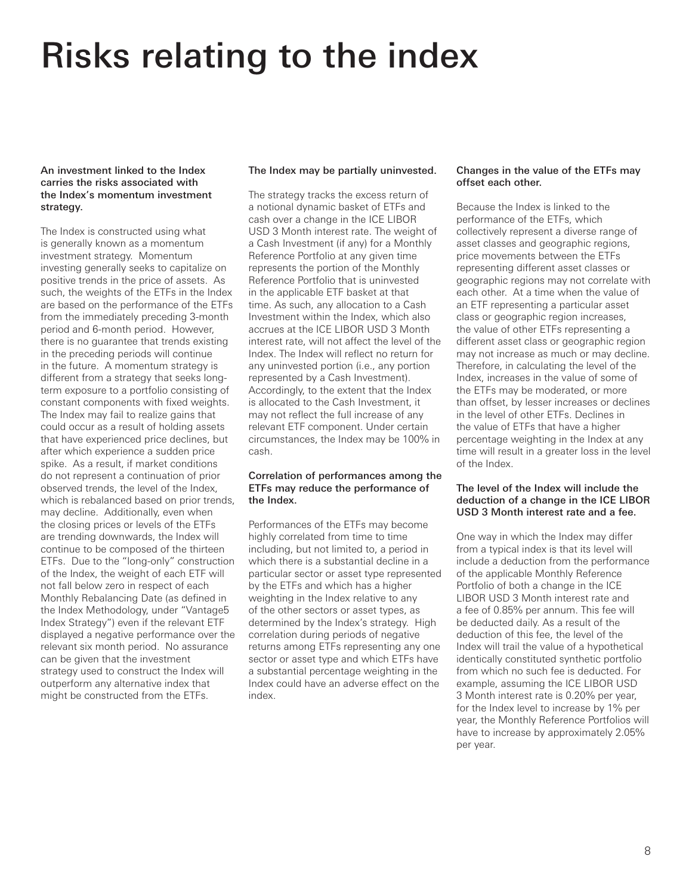# Risks relating to the index

### An investment linked to the Index carries the risks associated with the Index's momentum investment strategy.

The Index is constructed using what is generally known as a momentum investment strategy. Momentum investing generally seeks to capitalize on positive trends in the price of assets. As such, the weights of the ETFs in the Index are based on the performance of the ETFs from the immediately preceding 3-month period and 6-month period. However, there is no guarantee that trends existing in the preceding periods will continue in the future. A momentum strategy is different from a strategy that seeks long-term exposure to a portfolio consisting of constant components with fixed weights. The Index may fail to realize gains that could occur as a result of holding assets that have experienced price declines, but after which experience a sudden price spike. As a result, if market conditions do not represent a continuation of prior observed trends, the level of the Index, which is rebalanced based on prior trends, may decline. Additionally, even when the closing prices or levels of the ETFs are trending downwards, the Index will continue to be composed of the thirteen ETFs. Due to the "long-only" construction of the Index, the weight of each ETF will not fall below zero in respect of each Monthly Rebalancing Date (as defined in the Index Methodology, under "Vantage5 Index Strategy") even if the relevant ETF displayed a negative performance over the relevant six month period. No assurance can be given that the investment strategy used to construct the Index will outperform any alternative index that might be constructed from the ETFs.

### The Index may be partially uninvested.

The strategy tracks the excess return of a notional dynamic basket of ETFs and cash over a change in the ICE LIBOR USD 3 Month interest rate. The weight of a Cash Investment (if any) for a Monthly Reference Portfolio at any given time represents the portion of the Monthly Reference Portfolio that is uninvested in the applicable ETF basket at that time. As such, any allocation to a Cash Investment within the Index, which also accrues at the ICE LIBOR USD 3 Month interest rate, will not affect the level of the Index. The Index will reflect no return for any uninvested portion (i.e., any portion represented by a Cash Investment). Accordingly, to the extent that the Index is allocated to the Cash Investment, it may not reflect the full increase of any relevant ETF component. Under certain circumstances, the Index may be 100% in cash.

### Correlation of performances among the ETFs may reduce the performance of the Index.

Performances of the ETFs may become highly correlated from time to time including, but not limited to, a period in which there is a substantial decline in a particular sector or asset type represented by the ETFs and which has a higher weighting in the Index relative to any of the other sectors or asset types, as determined by the Index's strategy. High correlation during periods of negative returns among ETFs representing any one sector or asset type and which ETFs have a substantial percentage weighting in the Index could have an adverse effect on the index.

### Changes in the value of the ETFs may offset each other.

Because the Index is linked to the performance of the ETFs, which collectively represent a diverse range of asset classes and geographic regions, price movements between the ETFs representing different asset classes or geographic regions may not correlate with each other. At a time when the value of an ETF representing a particular asset class or geographic region increases, the value of other ETFs representing a different asset class or geographic region may not increase as much or may decline. Therefore, in calculating the level of the Index, increases in the value of some of the ETFs may be moderated, or more than offset, by lesser increases or declines in the level of other ETFs. Declines in the value of ETFs that have a higher percentage weighting in the Index at any time will result in a greater loss in the level of the Index.

### The level of the Index will include the deduction of a change in the ICE LIBOR USD 3 Month interest rate and a fee.

One way in which the Index may differ from a typical index is that its level will include a deduction from the performance of the applicable Monthly Reference Portfolio of both a change in the ICE LIBOR USD 3 Month interest rate and a fee of 0.85% per annum. This fee will be deducted daily. As a result of the deduction of this fee, the level of the Index will trail the value of a hypothetical identically constituted synthetic portfolio from which no such fee is deducted. For example, assuming the ICE LIBOR USD 3 Month interest rate is 0.20% per year, for the Index level to increase by 1% per year, the Monthly Reference Portfolios will have to increase by approximately 2.05% per year.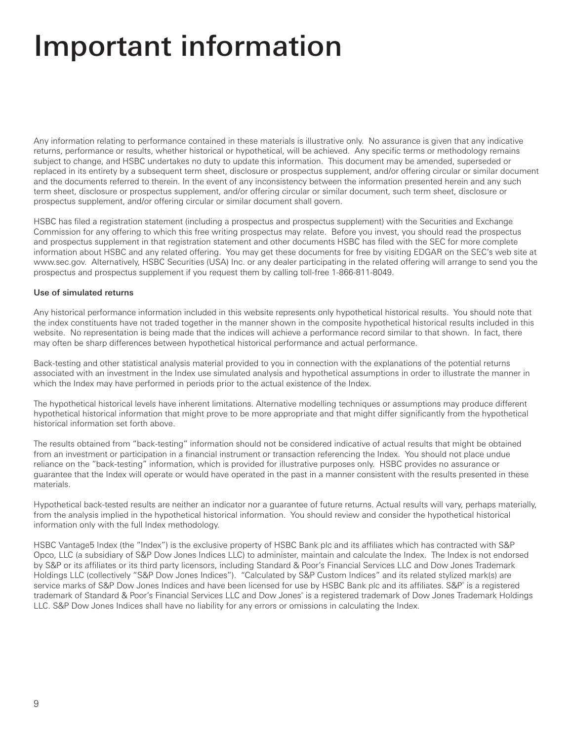# Important information

Any information relating to performance contained in these materials is illustrative only. No assurance is given that any indicative returns, performance or results, whether historical or hypothetical, will be achieved. Any specific terms or methodology remains subject to change, and HSBC undertakes no duty to update this information. This document may be amended, superseded or replaced in its entirety by a subsequent term sheet, disclosure or prospectus supplement, and/or offering circular or similar document and the documents referred to therein. In the event of any inconsistency between the information presented herein and any such term sheet, disclosure or prospectus supplement, and/or offering circular or similar document, such term sheet, disclosure or prospectus supplement, and/or offering circular or similar document shall govern.

HSBC has filed a registration statement (including a prospectus and prospectus supplement) with the Securities and Exchange Commission for any offering to which this free writing prospectus may relate. Before you invest, you should read the prospectus and prospectus supplement in that registration statement and other documents HSBC has filed with the SEC for more complete information about HSBC and any related offering. You may get these documents for free by visiting EDGAR on the SEC's web site at www.sec.gov. Alternatively, HSBC Securities (USA) Inc. or any dealer participating in the related offering will arrange to send you the prospectus and prospectus supplement if you request them by calling toll-free 1-866-811-8049.

**Use of simulated returns**

Any historical performance information included in this website represents only hypothetical historical results. You should note that the index constituents have not traded together in the manner shown in the composite hypothetical historical results included in this website. No representation is being made that the indices will achieve a performance record similar to that shown. In fact, there may often be sharp differences between hypothetical historical performance and actual performance.

Back-testing and other statistical analysis material provided to you in connection with the explanations of the potential returns associated with an investment in the Index use simulated analysis and hypothetical assumptions in order to illustrate the manner in which the Index may have performed in periods prior to the actual existence of the Index.

The hypothetical historical levels have inherent limitations. Alternative modelling techniques or assumptions may produce different hypothetical historical information that might prove to be more appropriate and that might differ significantly from the hypothetical historical information set forth above.

The results obtained from "back-testing" information should not be considered indicative of actual results that might be obtained from an investment or participation in a financial instrument or transaction referencing the Index. You should not place undue reliance on the "back-testing" information, which is provided for illustrative purposes only. HSBC provides no assurance or guarantee that the Index will operate or would have operated in the past in a manner consistent with the results presented in these materials.

Hypothetical back-tested results are neither an indicator nor a guarantee of future returns. Actual results will vary, perhaps materially, from the analysis implied in the hypothetical historical information. You should review and consider the hypothetical historical information only with the full Index methodology.

HSBC Vantage5 Index (the "Index") is the exclusive property of HSBC Bank plc and its affiliates which has contracted with S&P Opco, LLC (a subsidiary of S&P Dow Jones Indices LLC) to administer, maintain and calculate the Index. The Index is not endorsed by S&P or its affiliates or its third party licensors, including Standard & Poor's Financial Services LLC and Dow Jones Trademark Holdings LLC (collectively "S&P Dow Jones Indices"). "Calculated by S&P Custom Indices" and its related stylized mark(s) are service marks of S&P Dow Jones Indices and have been licensed for use by HSBC Bank plc and its affiliates. S&P® is a registered trademark of Standard & Poor's Financial Services LLC and Dow Jones® is a registered trademark of Dow Jones Trademark Holdings LLC. S&P Dow Jones Indices shall have no liability for any errors or omissions in calculating the Index.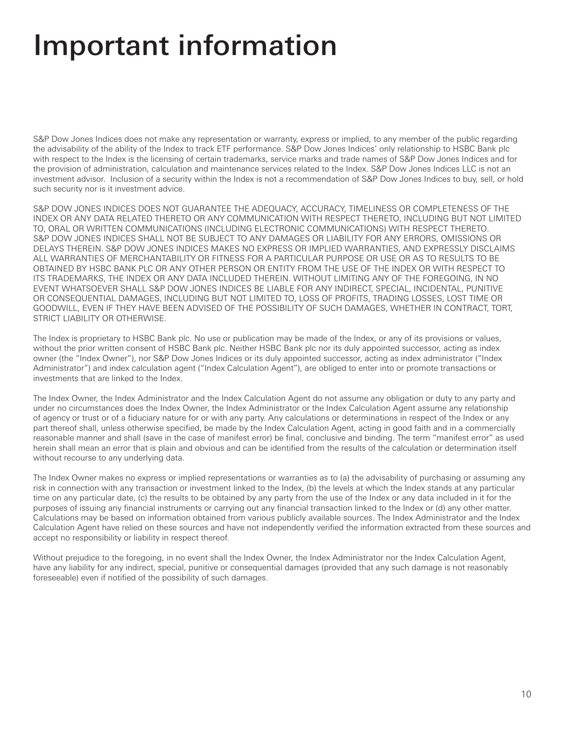# Important information

S&P Dow Jones Indices does not make any representation or warranty, express or implied, to any member of the public regarding the advisability of the ability of the Index to track ETF performance. S&P Dow Jones Indices' only relationship to HSBC Bank plc with respect to the Index is the licensing of certain trademarks, service marks and trade names of S&P Dow Jones Indices and for the provision of administration, calculation and maintenance services related to the Index. S&P Dow Jones Indices LLC is not an investment advisor. Inclusion of a security within the Index is not a recommendation of S&P Dow Jones Indices to buy, sell, or hold such security nor is it investment advice.

S&P DOW JONES INDICES DOES NOT GUARANTEE THE ADEQUACY, ACCURACY, TIMELINESS OR COMPLETENESS OF THE INDEX OR ANY DATA RELATED THERETO OR ANY COMMUNICATION WITH RESPECT THERETO, INCLUDING BUT NOT LIMITED TO, ORAL OR WRITTEN COMMUNICATIONS (INCLUDING ELECTRONIC COMMUNICATIONS) WITH RESPECT THERETO. S&P DOW JONES INDICES SHALL NOT BE SUBJECT TO ANY DAMAGES OR LIABILITY FOR ANY ERRORS, OMISSIONS OR DELAYS THEREIN. S&P DOW JONES INDICES MAKES NO EXPRESS OR IMPLIED WARRANTIES, AND EXPRESSLY DISCLAIMS ALL WARRANTIES OF MERCHANTABILITY OR FITNESS FOR A PARTICULAR PURPOSE OR USE OR AS TO RESULTS TO BE OBTAINED BY HSBC BANK PLC OR ANY OTHER PERSON OR ENTITY FROM THE USE OF THE INDEX OR WITH RESPECT TO ITS TRADEMARKS, THE INDEX OR ANY DATA INCLUDED THEREIN. WITHOUT LIMITING ANY OF THE FOREGOING, IN NO EVENT WHATSOEVER SHALL S&P DOW JONES INDICES BE LIABLE FOR ANY INDIRECT, SPECIAL, INCIDENTAL, PUNITIVE OR CONSEQUENTIAL DAMAGES, INCLUDING BUT NOT LIMITED TO, LOSS OF PROFITS, TRADING LOSSES, LOST TIME OR GOODWILL, EVEN IF THEY HAVE BEEN ADVISED OF THE POSSIBILITY OF SUCH DAMAGES, WHETHER IN CONTRACT, TORT, STRICT LIABILITY OR OTHERWISE.

The Index is proprietary to HSBC Bank plc. No use or publication may be made of the Index, or any of its provisions or values, without the prior written consent of HSBC Bank plc. Neither HSBC Bank plc nor its duly appointed successor, acting as index owner (the "Index Owner"), nor S&P Dow Jones Indices or its duly appointed successor, acting as index administrator ("Index Administrator") and index calculation agent ("Index Calculation Agent"), are obliged to enter into or promote transactions or investments that are linked to the Index.

The Index Owner, the Index Administrator and the Index Calculation Agent do not assume any obligation or duty to any party and under no circumstances does the Index Owner, the Index Administrator or the Index Calculation Agent assume any relationship of agency or trust or of a fiduciary nature for or with any party. Any calculations or determinations in respect of the Index or any part thereof shall, unless otherwise specified, be made by the Index Calculation Agent, acting in good faith and in a commercially reasonable manner and shall (save in the case of manifest error) be final, conclusive and binding. The term "manifest error" as used herein shall mean an error that is plain and obvious and can be identified from the results of the calculation or determination itself without recourse to any underlying data.

The Index Owner makes no express or implied representations or warranties as to (a) the advisability of purchasing or assuming any risk in connection with any transaction or investment linked to the Index, (b) the levels at which the Index stands at any particular time on any particular date, (c) the results to be obtained by any party from the use of the Index or any data included in it for the purposes of issuing any financial instruments or carrying out any financial transaction linked to the Index or (d) any other matter. Calculations may be based on information obtained from various publicly available sources. The Index Administrator and the Index Calculation Agent have relied on these sources and have not independently verified the information extracted from these sources and accept no responsibility or liability in respect thereof.

Without prejudice to the foregoing, in no event shall the Index Owner, the Index Administrator nor the Index Calculation Agent, have any liability for any indirect, special, punitive or consequential damages (provided that any such damage is not reasonably foreseeable) even if notified of the possibility of such damages.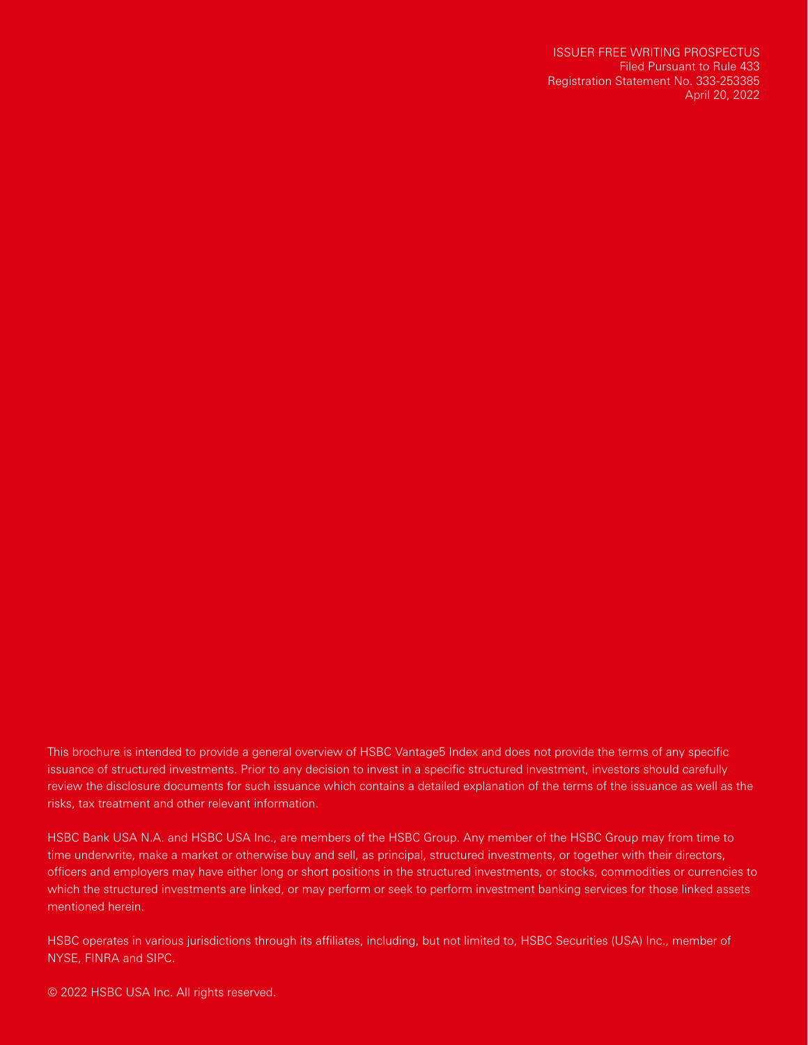ISSUER FREE WRITING PROSPECTUS
Filed Pursuant to Rule 433
Registration Statement No. 333-253385
April 20, 2022

This brochure is intended to provide a general overview of HSBC Vantage5 Index and does not provide the terms of any specific issuance of structured investments. Prior to any decision to invest in a specific structured investment, investors should carefully review the disclosure documents for such issuance which contains a detailed explanation of the terms of the issuance as well as the risks, tax treatment and other relevant information.

HSBC Bank USA N.A. and HSBC USA Inc., are members of the HSBC Group. Any member of the HSBC Group may from time to time underwrite, make a market or otherwise buy and sell, as principal, structured investments, or together with their directors, officers and employers may have either long or short positions in the structured investments, or stocks, commodities or currencies to which the structured investments are linked, or may perform or seek to perform investment banking services for those linked assets mentioned herein.

HSBC operates in various jurisdictions through its affiliates, including, but not limited to, HSBC Securities (USA) Inc., member of NYSE, FINRA and SIPC.

© 2022 HSBC USA Inc. All rights reserved.